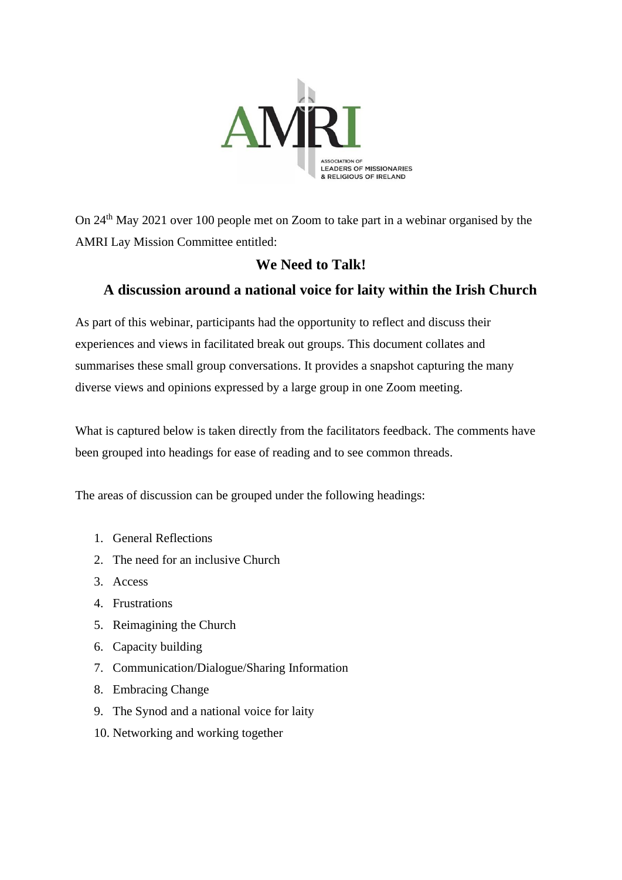On 24th May 2021 over 100 people met on Zoom to take part in a webinar organised by the AMRI Lay Mission Committee entitled:

## We Need to Talk!

## A discussion around a national voice for laity within the Irish Church

As part of this webinar, participants had the opportunity to reflect and discuss their experiences and views in facilitated break out groups. This document collates and summarises these small group conversations. It provides a snapshot capturing the many diverse views and opinions expressed by a large group in one Zoom meeting.

What is captured below is taken directly from the facilitators feedback. The comments have been grouped into headings for ease of reading and to see common threads.

The areas of discussion can be grouped under the following headings:

1. General Reflections
2. The need for an inclusive Church
3. Access
4. Frustrations
5. Reimagining the Church
6. Capacity building
7. Communication/Dialogue/Sharing Information
8. Embracing Change
9. The Synod and a national voice for laity
10. Networking and working together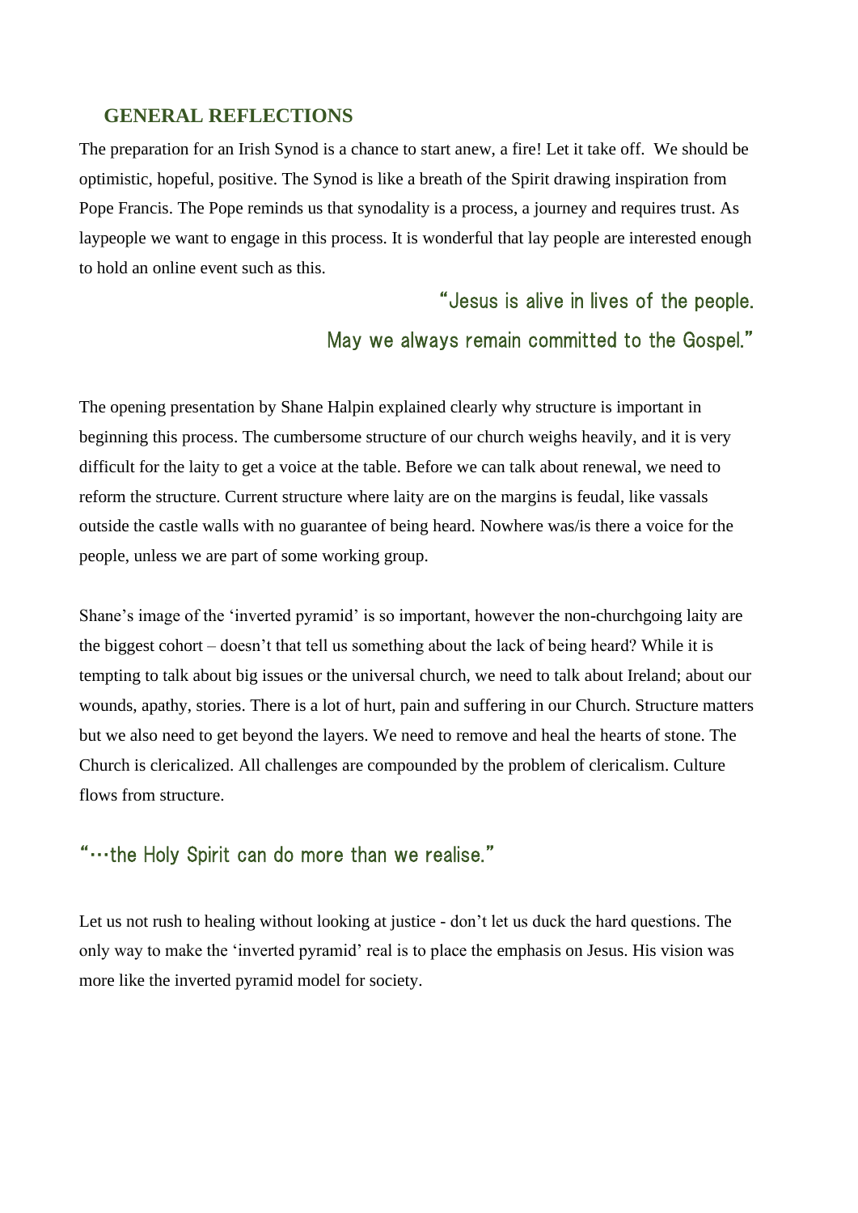## GENERAL REFLECTIONS

The preparation for an Irish Synod is a chance to start anew, a fire! Let it take off. We should be optimistic, hopeful, positive. The Synod is like a breath of the Spirit drawing inspiration from Pope Francis. The Pope reminds us that synodality is a process, a journey and requires trust. As laypeople we want to engage in this process. It is wonderful that lay people are interested enough to hold an online event such as this.

> "Jesus is alive in lives of the people.
> May we always remain committed to the Gospel."

The opening presentation by Shane Halpin explained clearly why structure is important in beginning this process. The cumbersome structure of our church weighs heavily, and it is very difficult for the laity to get a voice at the table. Before we can talk about renewal, we need to reform the structure. Current structure where laity are on the margins is feudal, like vassals outside the castle walls with no guarantee of being heard. Nowhere was/is there a voice for the people, unless we are part of some working group.

Shane's image of the 'inverted pyramid' is so important, however the non-churchgoing laity are the biggest cohort – doesn't that tell us something about the lack of being heard? While it is tempting to talk about big issues or the universal church, we need to talk about Ireland; about our wounds, apathy, stories. There is a lot of hurt, pain and suffering in our Church. Structure matters but we also need to get beyond the layers. We need to remove and heal the hearts of stone. The Church is clericalized. All challenges are compounded by the problem of clericalism. Culture flows from structure.

> "…the Holy Spirit can do more than we realise."

Let us not rush to healing without looking at justice - don't let us duck the hard questions. The only way to make the 'inverted pyramid' real is to place the emphasis on Jesus. His vision was more like the inverted pyramid model for society.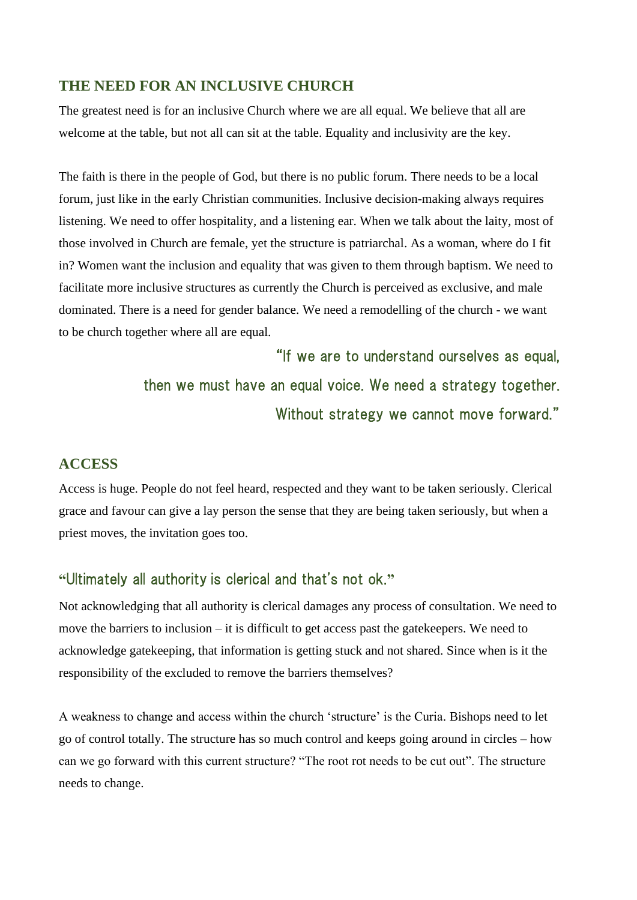## THE NEED FOR AN INCLUSIVE CHURCH

The greatest need is for an inclusive Church where we are all equal. We believe that all are welcome at the table, but not all can sit at the table. Equality and inclusivity are the key.

The faith is there in the people of God, but there is no public forum. There needs to be a local forum, just like in the early Christian communities. Inclusive decision-making always requires listening. We need to offer hospitality, and a listening ear. When we talk about the laity, most of those involved in Church are female, yet the structure is patriarchal. As a woman, where do I fit in? Women want the inclusion and equality that was given to them through baptism. We need to facilitate more inclusive structures as currently the Church is perceived as exclusive, and male dominated. There is a need for gender balance. We need a remodelling of the church - we want to be church together where all are equal.

> "If we are to understand ourselves as equal, then we must have an equal voice. We need a strategy together. Without strategy we cannot move forward."

## ACCESS

Access is huge. People do not feel heard, respected and they want to be taken seriously. Clerical grace and favour can give a lay person the sense that they are being taken seriously, but when a priest moves, the invitation goes too.

### "Ultimately all authority is clerical and that's not ok."

Not acknowledging that all authority is clerical damages any process of consultation. We need to move the barriers to inclusion – it is difficult to get access past the gatekeepers. We need to acknowledge gatekeeping, that information is getting stuck and not shared. Since when is it the responsibility of the excluded to remove the barriers themselves?

A weakness to change and access within the church 'structure' is the Curia. Bishops need to let go of control totally. The structure has so much control and keeps going around in circles – how can we go forward with this current structure? "The root rot needs to be cut out". The structure needs to change.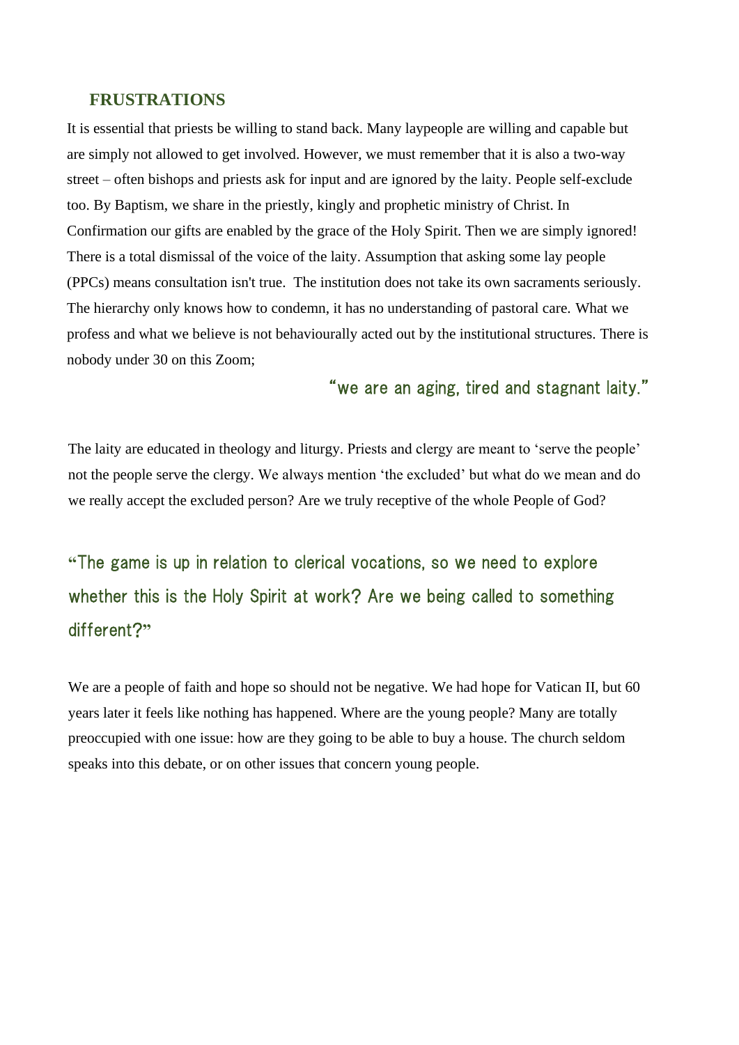## FRUSTRATIONS

It is essential that priests be willing to stand back. Many laypeople are willing and capable but are simply not allowed to get involved. However, we must remember that it is also a two-way street – often bishops and priests ask for input and are ignored by the laity. People self-exclude too. By Baptism, we share in the priestly, kingly and prophetic ministry of Christ. In Confirmation our gifts are enabled by the grace of the Holy Spirit. Then we are simply ignored! There is a total dismissal of the voice of the laity. Assumption that asking some lay people (PPCs) means consultation isn't true. The institution does not take its own sacraments seriously. The hierarchy only knows how to condemn, it has no understanding of pastoral care. What we profess and what we believe is not behaviourally acted out by the institutional structures. There is nobody under 30 on this Zoom;

> "we are an aging, tired and stagnant laity."

The laity are educated in theology and liturgy. Priests and clergy are meant to 'serve the people' not the people serve the clergy. We always mention 'the excluded' but what do we mean and do we really accept the excluded person? Are we truly receptive of the whole People of God?

> "The game is up in relation to clerical vocations, so we need to explore whether this is the Holy Spirit at work? Are we being called to something different?"

We are a people of faith and hope so should not be negative. We had hope for Vatican II, but 60 years later it feels like nothing has happened. Where are the young people? Many are totally preoccupied with one issue: how are they going to be able to buy a house. The church seldom speaks into this debate, or on other issues that concern young people.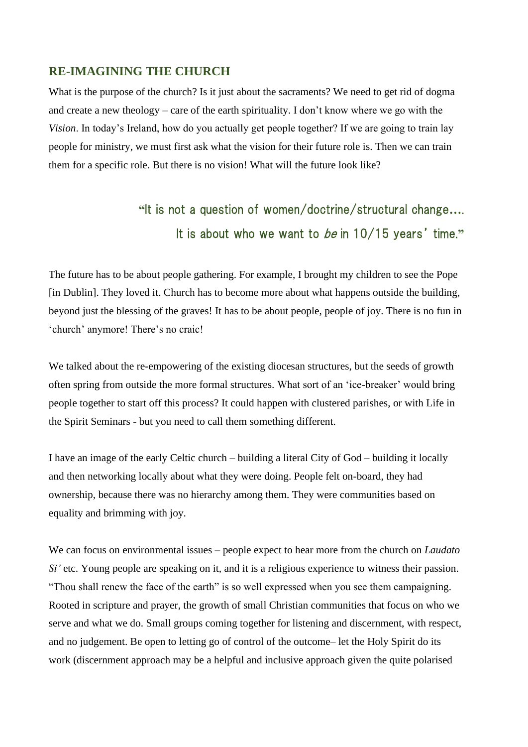## RE-IMAGINING THE CHURCH

What is the purpose of the church? Is it just about the sacraments? We need to get rid of dogma and create a new theology – care of the earth spirituality. I don't know where we go with the *Vision*. In today's Ireland, how do you actually get people together? If we are going to train lay people for ministry, we must first ask what the vision for their future role is. Then we can train them for a specific role. But there is no vision! What will the future look like?

> "It is not a question of women/doctrine/structural change….
> It is about who we want to *be* in 10/15 years' time."

The future has to be about people gathering. For example, I brought my children to see the Pope [in Dublin]. They loved it. Church has to become more about what happens outside the building, beyond just the blessing of the graves! It has to be about people, people of joy. There is no fun in 'church' anymore! There's no craic!

We talked about the re-empowering of the existing diocesan structures, but the seeds of growth often spring from outside the more formal structures. What sort of an 'ice-breaker' would bring people together to start off this process? It could happen with clustered parishes, or with Life in the Spirit Seminars - but you need to call them something different.

I have an image of the early Celtic church – building a literal City of God – building it locally and then networking locally about what they were doing. People felt on-board, they had ownership, because there was no hierarchy among them. They were communities based on equality and brimming with joy.

We can focus on environmental issues – people expect to hear more from the church on *Laudato Si'* etc. Young people are speaking on it, and it is a religious experience to witness their passion. "Thou shall renew the face of the earth" is so well expressed when you see them campaigning. Rooted in scripture and prayer, the growth of small Christian communities that focus on who we serve and what we do. Small groups coming together for listening and discernment, with respect, and no judgement. Be open to letting go of control of the outcome– let the Holy Spirit do its work (discernment approach may be a helpful and inclusive approach given the quite polarised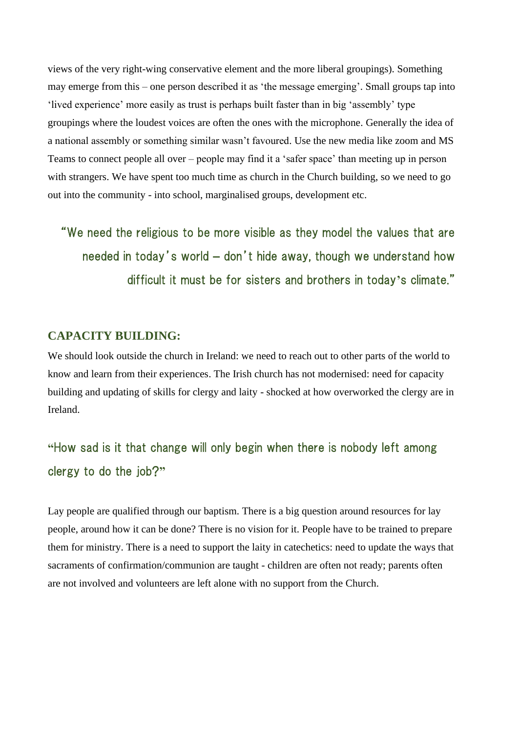views of the very right-wing conservative element and the more liberal groupings). Something may emerge from this – one person described it as 'the message emerging'. Small groups tap into 'lived experience' more easily as trust is perhaps built faster than in big 'assembly' type groupings where the loudest voices are often the ones with the microphone. Generally the idea of a national assembly or something similar wasn't favoured. Use the new media like zoom and MS Teams to connect people all over – people may find it a 'safer space' than meeting up in person with strangers. We have spent too much time as church in the Church building, so we need to go out into the community - into school, marginalised groups, development etc.

> "We need the religious to be more visible as they model the values that are needed in today's world – don't hide away, though we understand how difficult it must be for sisters and brothers in today's climate."

## CAPACITY BUILDING:

We should look outside the church in Ireland: we need to reach out to other parts of the world to know and learn from their experiences. The Irish church has not modernised: need for capacity building and updating of skills for clergy and laity - shocked at how overworked the clergy are in Ireland.

> "How sad is it that change will only begin when there is nobody left among clergy to do the job?"

Lay people are qualified through our baptism. There is a big question around resources for lay people, around how it can be done? There is no vision for it. People have to be trained to prepare them for ministry. There is a need to support the laity in catechetics: need to update the ways that sacraments of confirmation/communion are taught - children are often not ready; parents often are not involved and volunteers are left alone with no support from the Church.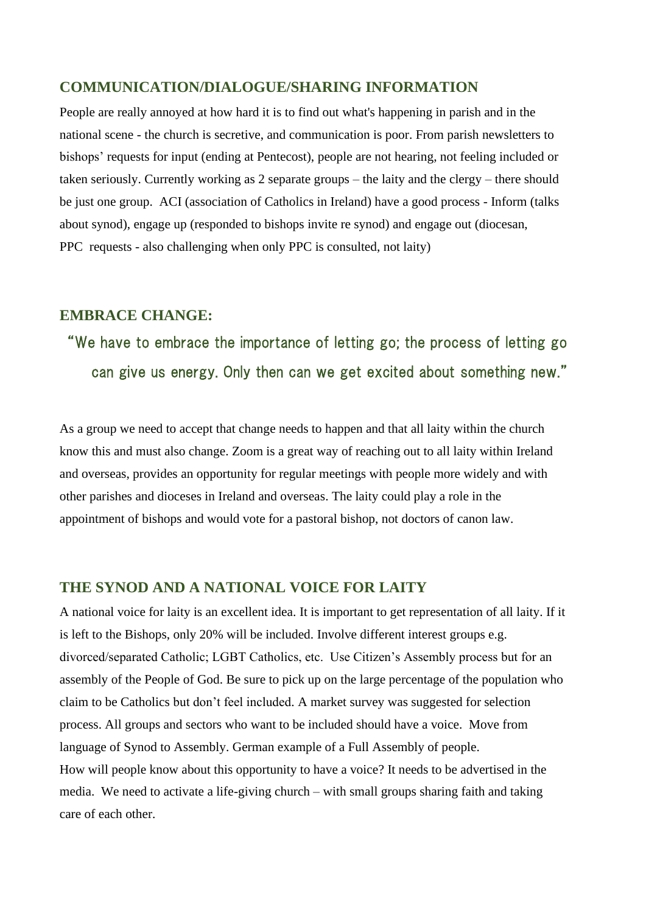## COMMUNICATION/DIALOGUE/SHARING INFORMATION

People are really annoyed at how hard it is to find out what's happening in parish and in the national scene - the church is secretive, and communication is poor. From parish newsletters to bishops' requests for input (ending at Pentecost), people are not hearing, not feeling included or taken seriously. Currently working as 2 separate groups – the laity and the clergy – there should be just one group. ACI (association of Catholics in Ireland) have a good process - Inform (talks about synod), engage up (responded to bishops invite re synod) and engage out (diocesan, PPC requests - also challenging when only PPC is consulted, not laity)

## EMBRACE CHANGE:

> "We have to embrace the importance of letting go; the process of letting go can give us energy. Only then can we get excited about something new."

As a group we need to accept that change needs to happen and that all laity within the church know this and must also change. Zoom is a great way of reaching out to all laity within Ireland and overseas, provides an opportunity for regular meetings with people more widely and with other parishes and dioceses in Ireland and overseas. The laity could play a role in the appointment of bishops and would vote for a pastoral bishop, not doctors of canon law.

## THE SYNOD AND A NATIONAL VOICE FOR LAITY

A national voice for laity is an excellent idea. It is important to get representation of all laity. If it is left to the Bishops, only 20% will be included. Involve different interest groups e.g. divorced/separated Catholic; LGBT Catholics, etc. Use Citizen's Assembly process but for an assembly of the People of God. Be sure to pick up on the large percentage of the population who claim to be Catholics but don't feel included. A market survey was suggested for selection process. All groups and sectors who want to be included should have a voice. Move from language of Synod to Assembly. German example of a Full Assembly of people.
How will people know about this opportunity to have a voice? It needs to be advertised in the media. We need to activate a life-giving church – with small groups sharing faith and taking care of each other.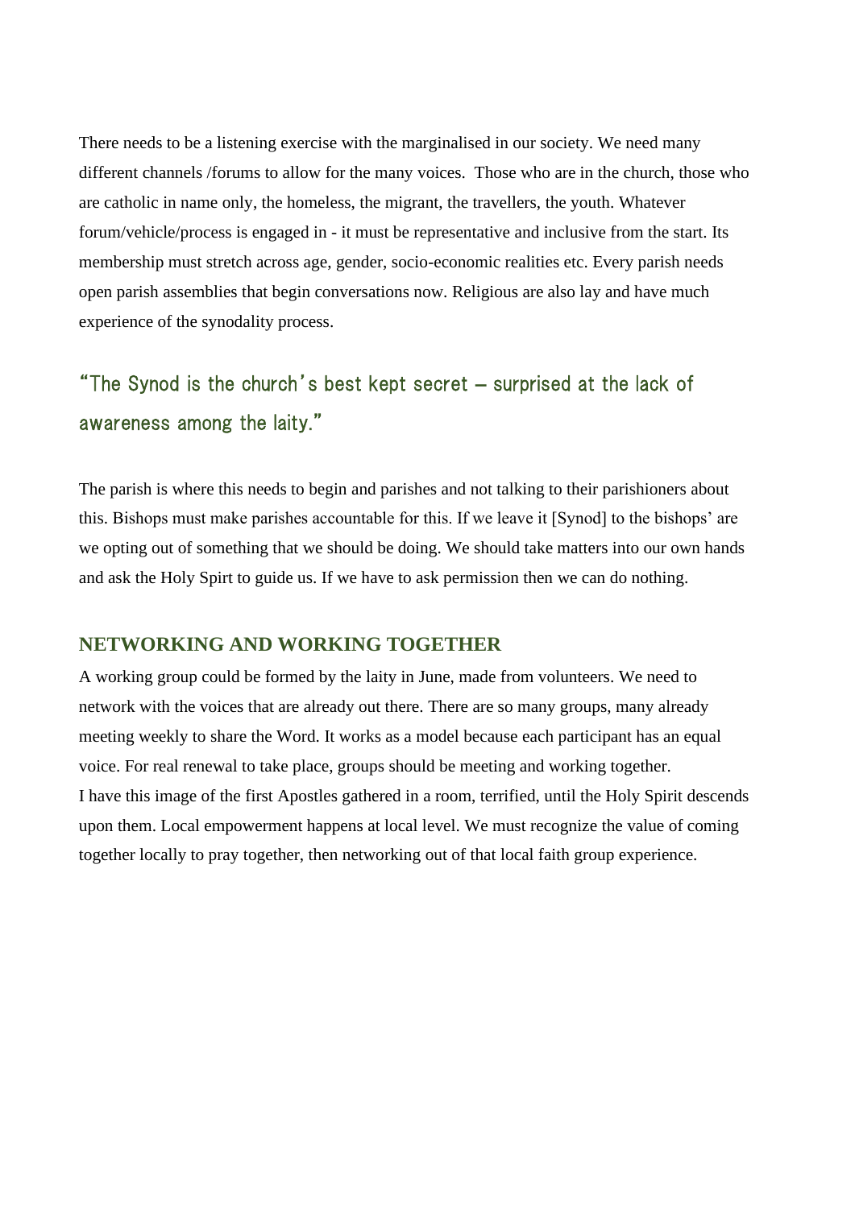There needs to be a listening exercise with the marginalised in our society. We need many different channels /forums to allow for the many voices. Those who are in the church, those who are catholic in name only, the homeless, the migrant, the travellers, the youth. Whatever forum/vehicle/process is engaged in - it must be representative and inclusive from the start. Its membership must stretch across age, gender, socio-economic realities etc. Every parish needs open parish assemblies that begin conversations now. Religious are also lay and have much experience of the synodality process.

> "The Synod is the church's best kept secret – surprised at the lack of awareness among the laity."

The parish is where this needs to begin and parishes and not talking to their parishioners about this. Bishops must make parishes accountable for this. If we leave it [Synod] to the bishops' are we opting out of something that we should be doing. We should take matters into our own hands and ask the Holy Spirt to guide us. If we have to ask permission then we can do nothing.

## NETWORKING AND WORKING TOGETHER

A working group could be formed by the laity in June, made from volunteers. We need to network with the voices that are already out there. There are so many groups, many already meeting weekly to share the Word. It works as a model because each participant has an equal voice. For real renewal to take place, groups should be meeting and working together.
I have this image of the first Apostles gathered in a room, terrified, until the Holy Spirit descends upon them. Local empowerment happens at local level. We must recognize the value of coming together locally to pray together, then networking out of that local faith group experience.